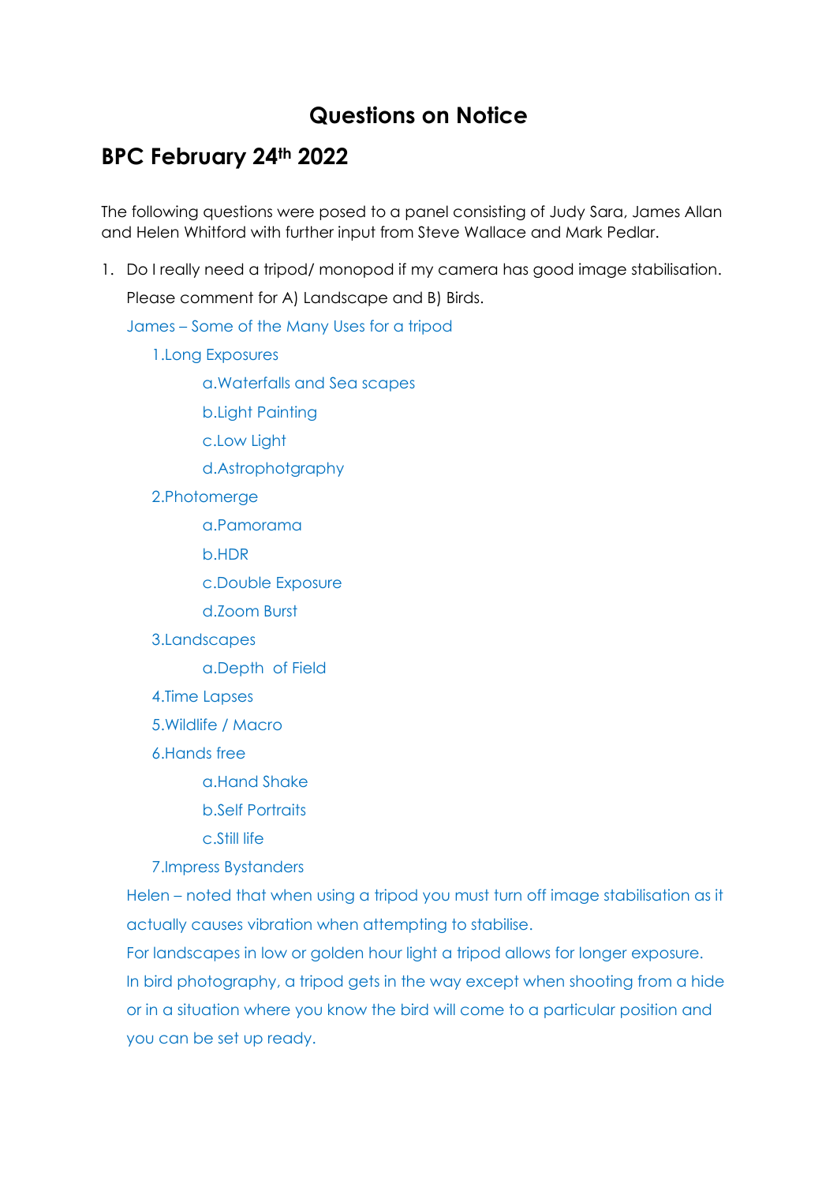# Questions on Notice

## BPC February 24th 2022

The following questions were posed to a panel consisting of Judy Sara, James Allan and Helen Whitford with further input from Steve Wallace and Mark Pedlar.

1. Do I really need a tripod/ monopod if my camera has good image stabilisation. Please comment for A) Landscape and B) Birds.

   James – Some of the Many Uses for a tripod

   1.Long Exposures

      a.Waterfalls and Sea scapes

      b.Light Painting

      c.Low Light

      d.Astrophotgraphy

   2.Photomerge

      a.Pamorama

      b.HDR

      c.Double Exposure

      d.Zoom Burst

   3.Landscapes

      a.Depth of Field

   4.Time Lapses

   5.Wildlife / Macro

   6.Hands free

      a.Hand Shake

      b.Self Portraits

      c.Still life

   7.Impress Bystanders

   Helen – noted that when using a tripod you must turn off image stabilisation as it actually causes vibration when attempting to stabilise.

   For landscapes in low or golden hour light a tripod allows for longer exposure.

   In bird photography, a tripod gets in the way except when shooting from a hide or in a situation where you know the bird will come to a particular position and you can be set up ready.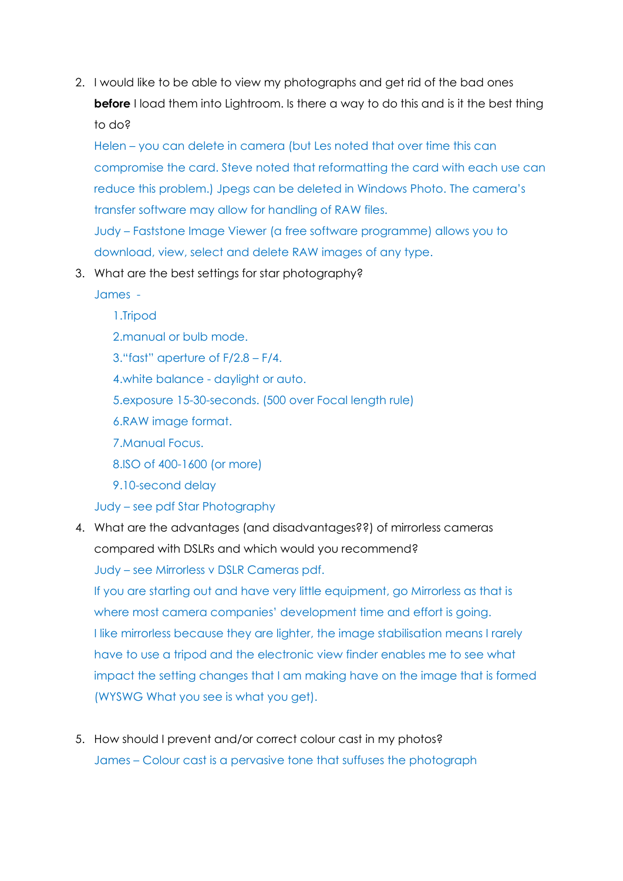2. I would like to be able to view my photographs and get rid of the bad ones **before** I load them into Lightroom. Is there a way to do this and is it the best thing to do?

   Helen – you can delete in camera (but Les noted that over time this can compromise the card. Steve noted that reformatting the card with each use can reduce this problem.) Jpegs can be deleted in Windows Photo. The camera's transfer software may allow for handling of RAW files.

   Judy – Faststone Image Viewer (a free software programme) allows you to download, view, select and delete RAW images of any type.

3. What are the best settings for star photography?

   James -

   1.Tripod

   2.manual or bulb mode.

   3."fast" aperture of F/2.8 – F/4.

   4.white balance - daylight or auto.

   5.exposure 15-30-seconds. (500 over Focal length rule)

   6.RAW image format.

   7.Manual Focus.

   8.ISO of 400-1600 (or more)

   9.10-second delay

   Judy – see pdf Star Photography

4. What are the advantages (and disadvantages??) of mirrorless cameras compared with DSLRs and which would you recommend?

   Judy – see Mirrorless v DSLR Cameras pdf.

   If you are starting out and have very little equipment, go Mirrorless as that is where most camera companies' development time and effort is going.

   I like mirrorless because they are lighter, the image stabilisation means I rarely have to use a tripod and the electronic view finder enables me to see what impact the setting changes that I am making have on the image that is formed (WYSWG What you see is what you get).

5. How should I prevent and/or correct colour cast in my photos?

   James – Colour cast is a pervasive tone that suffuses the photograph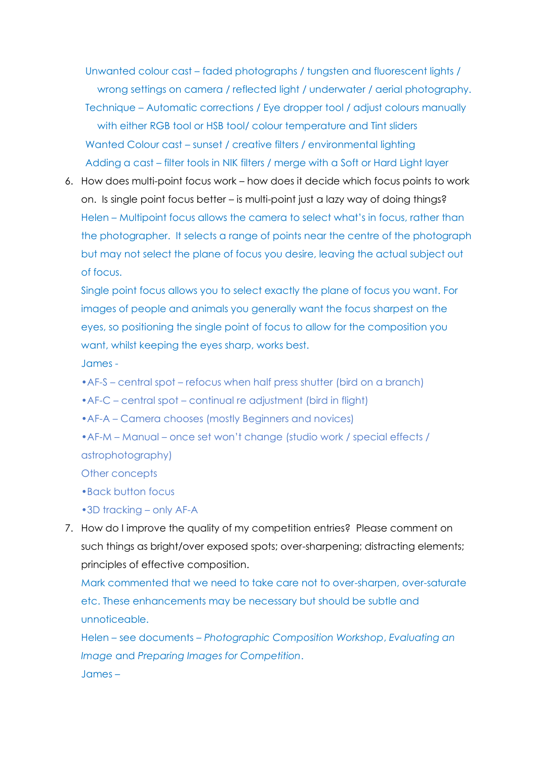Unwanted colour cast – faded photographs / tungsten and fluorescent lights / wrong settings on camera / reflected light / underwater / aerial photography.

Technique – Automatic corrections / Eye dropper tool / adjust colours manually with either RGB tool or HSB tool/ colour temperature and Tint sliders

Wanted Colour cast – sunset / creative filters / environmental lighting

Adding a cast – filter tools in NIK filters / merge with a Soft or Hard Light layer

6. How does multi-point focus work – how does it decide which focus points to work on. Is single point focus better – is multi-point just a lazy way of doing things?

   Helen – Multipoint focus allows the camera to select what's in focus, rather than the photographer. It selects a range of points near the centre of the photograph but may not select the plane of focus you desire, leaving the actual subject out of focus.

   Single point focus allows you to select exactly the plane of focus you want. For images of people and animals you generally want the focus sharpest on the eyes, so positioning the single point of focus to allow for the composition you want, whilst keeping the eyes sharp, works best.

   James -

   •AF-S – central spot – refocus when half press shutter (bird on a branch)

   •AF-C – central spot – continual re adjustment (bird in flight)

   •AF-A – Camera chooses (mostly Beginners and novices)

   •AF-M – Manual – once set won't change (studio work / special effects / astrophotography)

   Other concepts

   •Back button focus

   •3D tracking – only AF-A

7. How do I improve the quality of my competition entries? Please comment on such things as bright/over exposed spots; over-sharpening; distracting elements; principles of effective composition.

   Mark commented that we need to take care not to over-sharpen, over-saturate etc. These enhancements may be necessary but should be subtle and unnoticeable.

   Helen – see documents – *Photographic Composition Workshop*, *Evaluating an Image* and *Preparing Images for Competition*.

   James –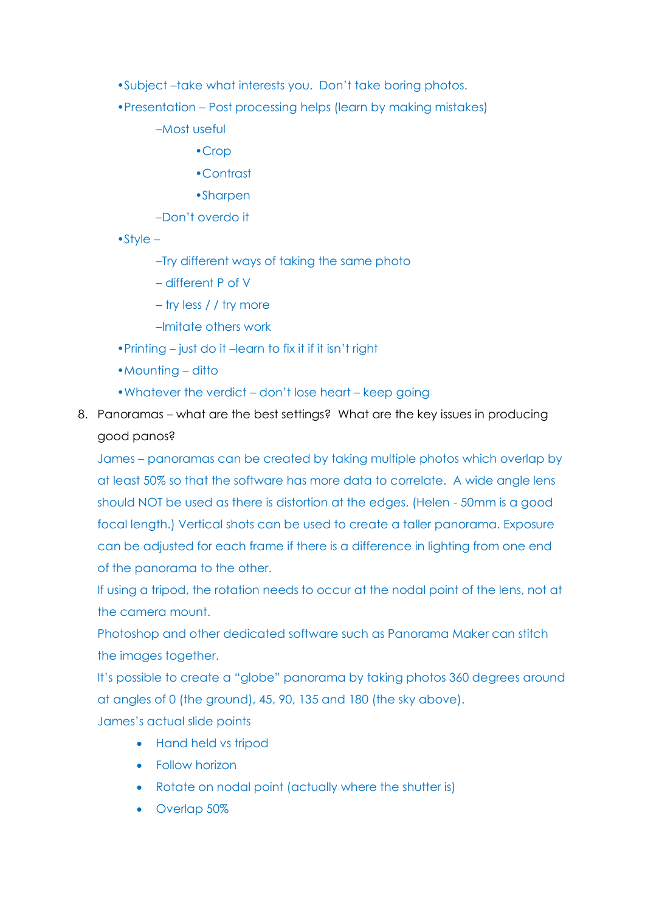- •Subject –take what interests you.  Don't take boring photos.
- •Presentation – Post processing helps (learn by making mistakes)
  - –Most useful
    - •Crop
    - •Contrast
    - •Sharpen
  - –Don't overdo it
- •Style –
  - –Try different ways of taking the same photo
  - – different P of V
  - – try less / / try more
  - –Imitate others work
- •Printing – just do it –learn to fix it if it isn't right
- •Mounting – ditto
- •Whatever the verdict – don't lose heart – keep going

8. Panoramas – what are the best settings?  What are the key issues in producing good panos?

   James – panoramas can be created by taking multiple photos which overlap by at least 50% so that the software has more data to correlate.  A wide angle lens should NOT be used as there is distortion at the edges. (Helen - 50mm is a good focal length.) Vertical shots can be used to create a taller panorama. Exposure can be adjusted for each frame if there is a difference in lighting from one end of the panorama to the other.

   If using a tripod, the rotation needs to occur at the nodal point of the lens, not at the camera mount.

   Photoshop and other dedicated software such as Panorama Maker can stitch the images together.

   It's possible to create a "globe" panorama by taking photos 360 degrees around at angles of 0 (the ground), 45, 90, 135 and 180 (the sky above).

   James's actual slide points

   - Hand held vs tripod
   - Follow horizon
   - Rotate on nodal point (actually where the shutter is)
   - Overlap 50%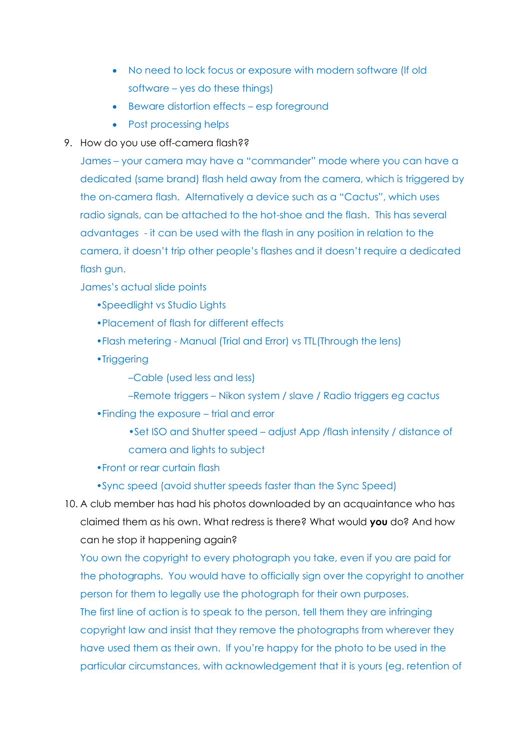- No need to lock focus or exposure with modern software (If old software – yes do these things)
- Beware distortion effects – esp foreground
- Post processing helps

9. How do you use off-camera flash??

   James – your camera may have a "commander" mode where you can have a dedicated (same brand) flash held away from the camera, which is triggered by the on-camera flash. Alternatively a device such as a "Cactus", which uses radio signals, can be attached to the hot-shoe and the flash. This has several advantages - it can be used with the flash in any position in relation to the camera, it doesn't trip other people's flashes and it doesn't require a dedicated flash gun.

   James's actual slide points

   - Speedlight vs Studio Lights
   - Placement of flash for different effects
   - Flash metering - Manual (Trial and Error) vs TTL(Through the lens)
   - Triggering
     - Cable (used less and less)
     - Remote triggers – Nikon system / slave / Radio triggers eg cactus
   - Finding the exposure – trial and error
     - Set ISO and Shutter speed – adjust App /flash intensity / distance of camera and lights to subject
   - Front or rear curtain flash
   - Sync speed (avoid shutter speeds faster than the Sync Speed)

10. A club member has had his photos downloaded by an acquaintance who has claimed them as his own. What redress is there? What would **you** do? And how can he stop it happening again?

    You own the copyright to every photograph you take, even if you are paid for the photographs. You would have to officially sign over the copyright to another person for them to legally use the photograph for their own purposes.

    The first line of action is to speak to the person, tell them they are infringing copyright law and insist that they remove the photographs from wherever they have used them as their own. If you're happy for the photo to be used in the particular circumstances, with acknowledgement that it is yours (eg. retention of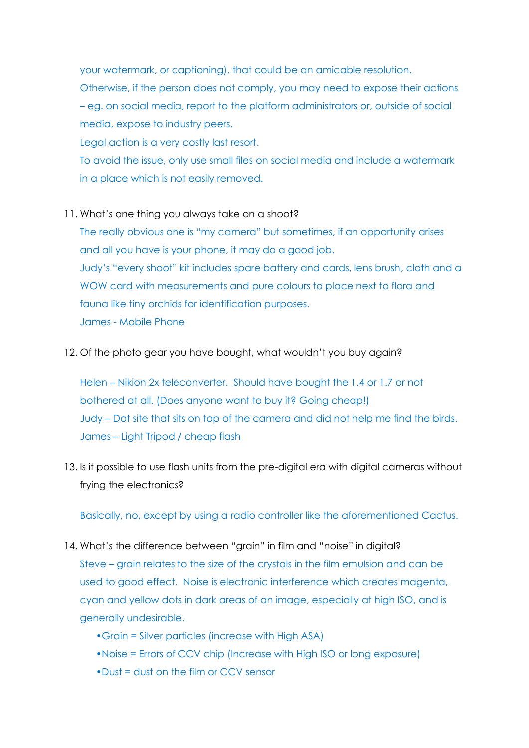your watermark, or captioning), that could be an amicable resolution.
Otherwise, if the person does not comply, you may need to expose their actions – eg. on social media, report to the platform administrators or, outside of social media, expose to industry peers.
Legal action is a very costly last resort.
To avoid the issue, only use small files on social media and include a watermark in a place which is not easily removed.

11. What's one thing you always take on a shoot?

    The really obvious one is "my camera" but sometimes, if an opportunity arises and all you have is your phone, it may do a good job.
    Judy's "every shoot" kit includes spare battery and cards, lens brush, cloth and a WOW card with measurements and pure colours to place next to flora and fauna like tiny orchids for identification purposes.
    James - Mobile Phone

12. Of the photo gear you have bought, what wouldn't you buy again?

    Helen – Nikion 2x teleconverter. Should have bought the 1.4 or 1.7 or not bothered at all. (Does anyone want to buy it? Going cheap!)
    Judy – Dot site that sits on top of the camera and did not help me find the birds.
    James – Light Tripod / cheap flash

13. Is it possible to use flash units from the pre-digital era with digital cameras without frying the electronics?

    Basically, no, except by using a radio controller like the aforementioned Cactus.

14. What's the difference between "grain" in film and "noise" in digital?

    Steve – grain relates to the size of the crystals in the film emulsion and can be used to good effect. Noise is electronic interference which creates magenta, cyan and yellow dots in dark areas of an image, especially at high ISO, and is generally undesirable.

    - Grain = Silver particles (increase with High ASA)
    - Noise = Errors of CCV chip (Increase with High ISO or long exposure)
    - Dust = dust on the film or CCV sensor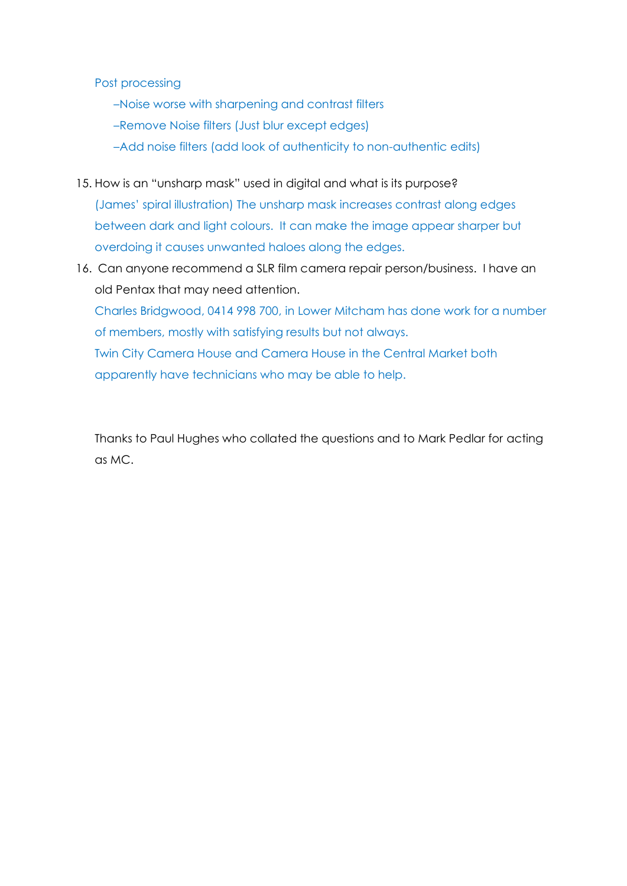Post processing

–Noise worse with sharpening and contrast filters

–Remove Noise filters (Just blur except edges)

–Add noise filters (add look of authenticity to non-authentic edits)

15. How is an "unsharp mask" used in digital and what is its purpose?

    (James' spiral illustration) The unsharp mask increases contrast along edges between dark and light colours. It can make the image appear sharper but overdoing it causes unwanted haloes along the edges.

16. Can anyone recommend a SLR film camera repair person/business. I have an old Pentax that may need attention.

    Charles Bridgwood, 0414 998 700, in Lower Mitcham has done work for a number of members, mostly with satisfying results but not always.

    Twin City Camera House and Camera House in the Central Market both apparently have technicians who may be able to help.

Thanks to Paul Hughes who collated the questions and to Mark Pedlar for acting as MC.